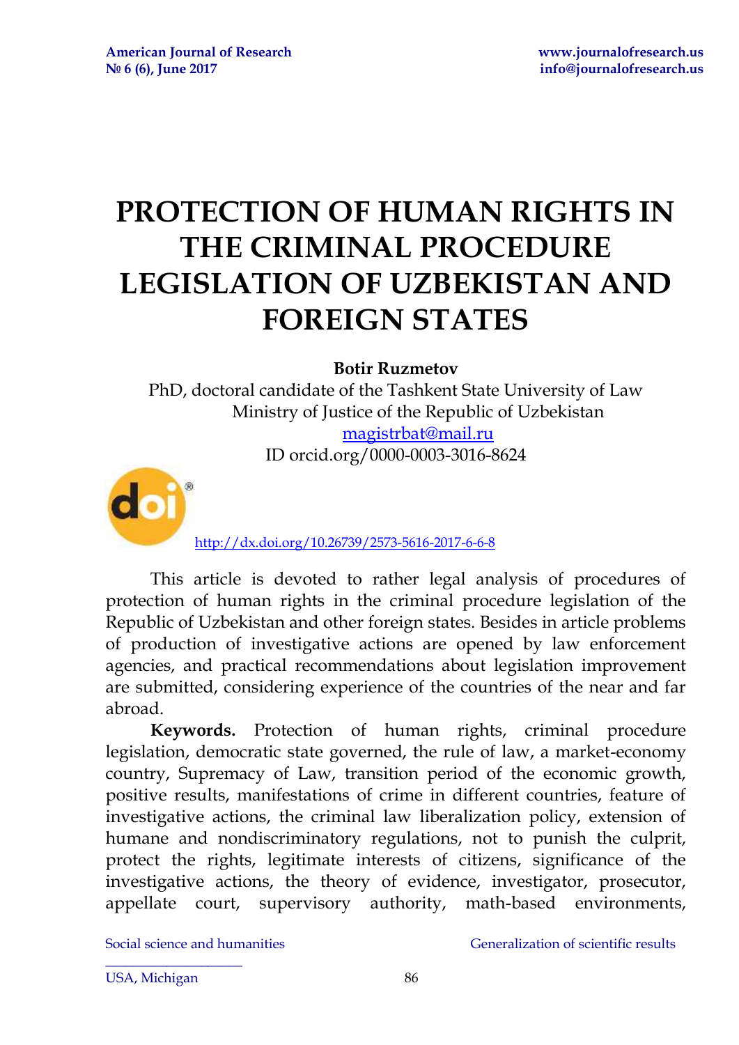# PROTECTION OF HUMAN RIGHTS IN THE CRIMINAL PROCEDURE LEGISLATION OF UZBEKISTAN AND FOREIGN STATES

**Botir Ruzmetov**

PhD, doctoral candidate of the Tashkent State University of Law

Ministry of Justice of the Republic of Uzbekistan

magistrbat@mail.ru

ID orcid.org/0000-0003-3016-8624

http://dx.doi.org/10.26739/2573-5616-2017-6-6-8

This article is devoted to rather legal analysis of procedures of protection of human rights in the criminal procedure legislation of the Republic of Uzbekistan and other foreign states. Besides in article problems of production of investigative actions are opened by law enforcement agencies, and practical recommendations about legislation improvement are submitted, considering experience of the countries of the near and far abroad.

**Keywords.** Protection of human rights, criminal procedure legislation, democratic state governed, the rule of law, a market-economy country, Supremacy of Law, transition period of the economic growth, positive results, manifestations of crime in different countries, feature of investigative actions, the criminal law liberalization policy, extension of humane and nondiscriminatory regulations, not to punish the culprit, protect the rights, legitimate interests of citizens, significance of the investigative actions, the theory of evidence, investigator, prosecutor, appellate court, supervisory authority, math-based environments,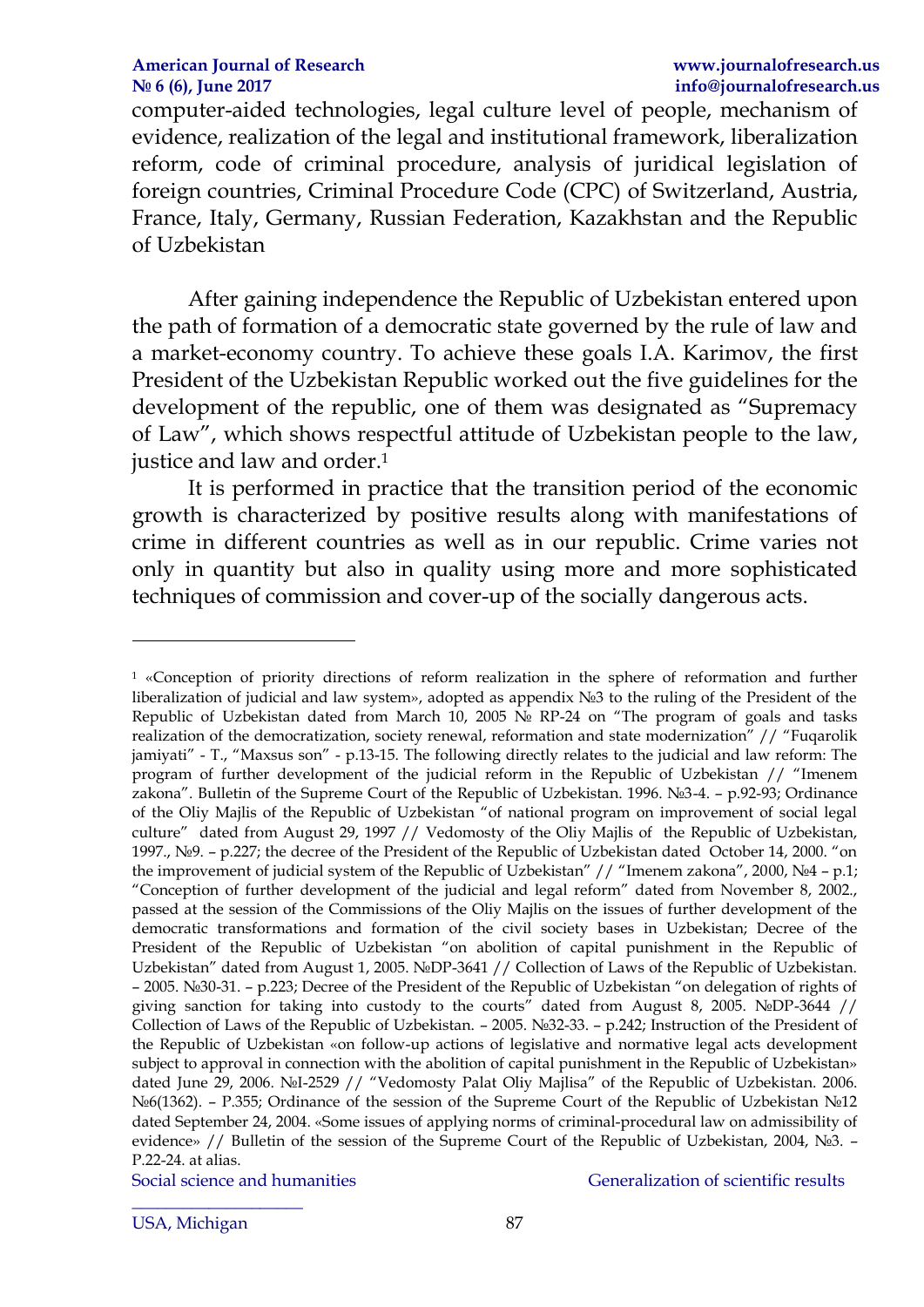computer-aided technologies, legal culture level of people, mechanism of evidence, realization of the legal and institutional framework, liberalization reform, code of criminal procedure, analysis of juridical legislation of foreign countries, Criminal Procedure Code (CPC) of Switzerland, Austria, France, Italy, Germany, Russian Federation, Kazakhstan and the Republic of Uzbekistan

After gaining independence the Republic of Uzbekistan entered upon the path of formation of a democratic state governed by the rule of law and a market-economy country. To achieve these goals I.A. Karimov, the first President of the Uzbekistan Republic worked out the five guidelines for the development of the republic, one of them was designated as "Supremacy of Law", which shows respectful attitude of Uzbekistan people to the law, justice and law and order.[1]

It is performed in practice that the transition period of the economic growth is characterized by positive results along with manifestations of crime in different countries as well as in our republic. Crime varies not only in quantity but also in quality using more and more sophisticated techniques of commission and cover-up of the socially dangerous acts.

---

[1] «Conception of priority directions of reform realization in the sphere of reformation and further liberalization of judicial and law system», adopted as appendix №3 to the ruling of the President of the Republic of Uzbekistan dated from March 10, 2005 № RP-24 on "The program of goals and tasks realization of the democratization, society renewal, reformation and state modernization" // "Fuqarolik jamiyati" - T., "Maxsus son" - p.13-15. The following directly relates to the judicial and law reform: The program of further development of the judicial reform in the Republic of Uzbekistan // "Imenem zakona". Bulletin of the Supreme Court of the Republic of Uzbekistan. 1996. №3-4. – p.92-93; Ordinance of the Oliy Majlis of the Republic of Uzbekistan "of national program on improvement of social legal culture" dated from August 29, 1997 // Vedomosty of the Oliy Majlis of the Republic of Uzbekistan, 1997., №9. – p.227; the decree of the President of the Republic of Uzbekistan dated October 14, 2000. "on the improvement of judicial system of the Republic of Uzbekistan" // "Imenem zakona", 2000, №4 – p.1; "Conception of further development of the judicial and legal reform" dated from November 8, 2002., passed at the session of the Commissions of the Oliy Majlis on the issues of further development of the democratic transformations and formation of the civil society bases in Uzbekistan; Decree of the President of the Republic of Uzbekistan "on abolition of capital punishment in the Republic of Uzbekistan" dated from August 1, 2005. №DP-3641 // Collection of Laws of the Republic of Uzbekistan. – 2005. №30-31. – p.223; Decree of the President of the Republic of Uzbekistan "on delegation of rights of giving sanction for taking into custody to the courts" dated from August 8, 2005. №DP-3644 // Collection of Laws of the Republic of Uzbekistan. – 2005. №32-33. – p.242; Instruction of the President of the Republic of Uzbekistan «on follow-up actions of legislative and normative legal acts development subject to approval in connection with the abolition of capital punishment in the Republic of Uzbekistan» dated June 29, 2006. №I-2529 // "Vedomosty Palat Oliy Majlisa" of the Republic of Uzbekistan. 2006. №6(1362). – P.355; Ordinance of the session of the Supreme Court of the Republic of Uzbekistan №12 dated September 24, 2004. «Some issues of applying norms of criminal-procedural law on admissibility of evidence» // Bulletin of the session of the Supreme Court of the Republic of Uzbekistan, 2004, №3. – P.22-24. at alias.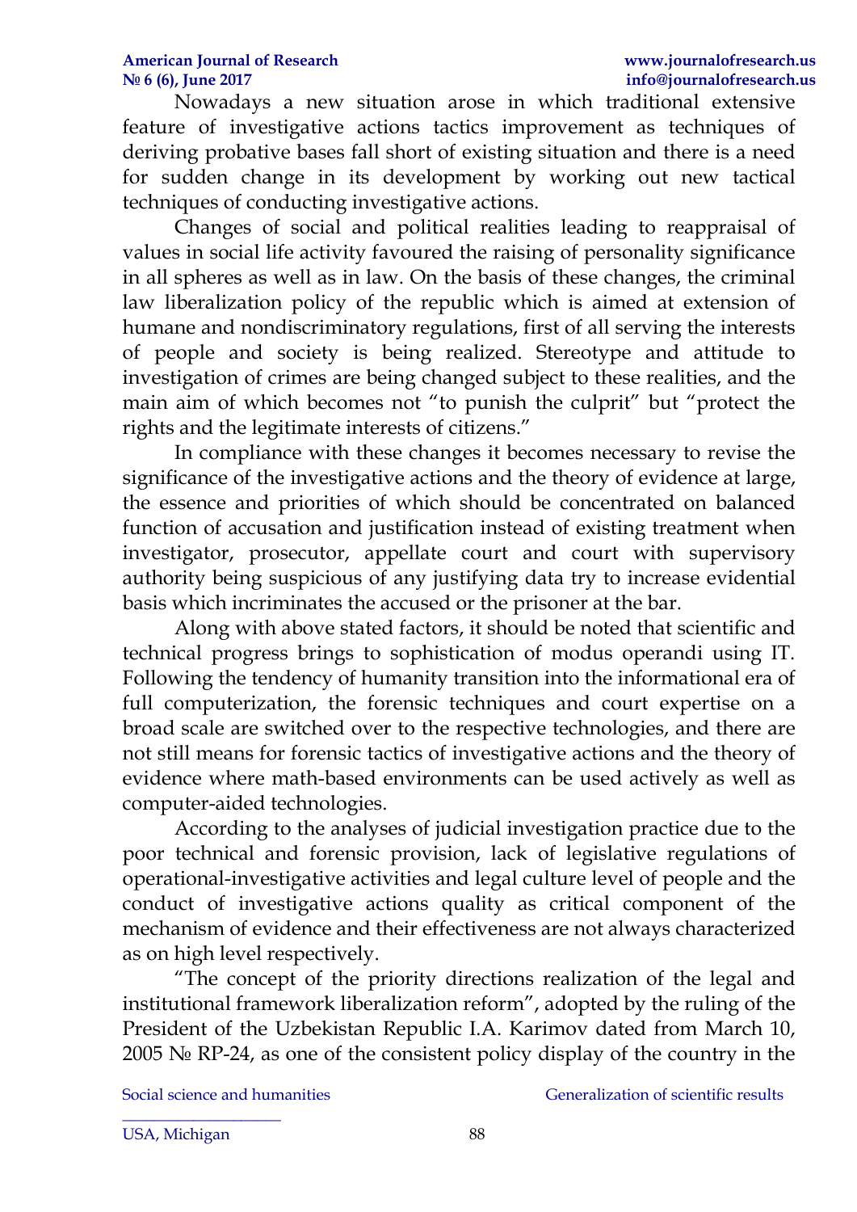Nowadays a new situation arose in which traditional extensive feature of investigative actions tactics improvement as techniques of deriving probative bases fall short of existing situation and there is a need for sudden change in its development by working out new tactical techniques of conducting investigative actions.

Changes of social and political realities leading to reappraisal of values in social life activity favoured the raising of personality significance in all spheres as well as in law. On the basis of these changes, the criminal law liberalization policy of the republic which is aimed at extension of humane and nondiscriminatory regulations, first of all serving the interests of people and society is being realized. Stereotype and attitude to investigation of crimes are being changed subject to these realities, and the main aim of which becomes not "to punish the culprit" but "protect the rights and the legitimate interests of citizens."

In compliance with these changes it becomes necessary to revise the significance of the investigative actions and the theory of evidence at large, the essence and priorities of which should be concentrated on balanced function of accusation and justification instead of existing treatment when investigator, prosecutor, appellate court and court with supervisory authority being suspicious of any justifying data try to increase evidential basis which incriminates the accused or the prisoner at the bar.

Along with above stated factors, it should be noted that scientific and technical progress brings to sophistication of modus operandi using IT. Following the tendency of humanity transition into the informational era of full computerization, the forensic techniques and court expertise on a broad scale are switched over to the respective technologies, and there are not still means for forensic tactics of investigative actions and the theory of evidence where math-based environments can be used actively as well as computer-aided technologies.

According to the analyses of judicial investigation practice due to the poor technical and forensic provision, lack of legislative regulations of operational-investigative activities and legal culture level of people and the conduct of investigative actions quality as critical component of the mechanism of evidence and their effectiveness are not always characterized as on high level respectively.

"The concept of the priority directions realization of the legal and institutional framework liberalization reform", adopted by the ruling of the President of the Uzbekistan Republic I.A. Karimov dated from March 10, 2005 № RP-24, as one of the consistent policy display of the country in the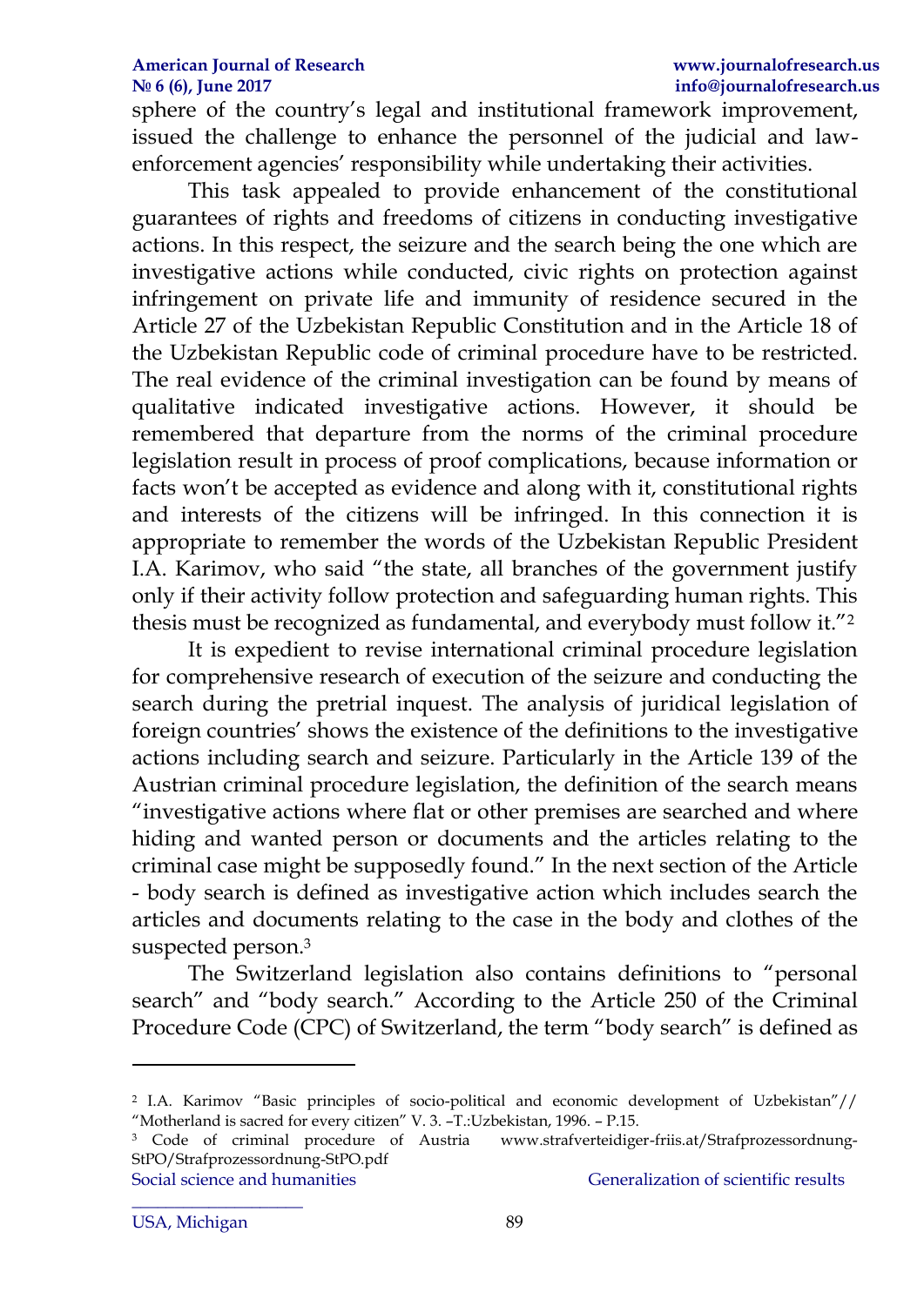sphere of the country's legal and institutional framework improvement, issued the challenge to enhance the personnel of the judicial and law-enforcement agencies' responsibility while undertaking their activities.

This task appealed to provide enhancement of the constitutional guarantees of rights and freedoms of citizens in conducting investigative actions. In this respect, the seizure and the search being the one which are investigative actions while conducted, civic rights on protection against infringement on private life and immunity of residence secured in the Article 27 of the Uzbekistan Republic Constitution and in the Article 18 of the Uzbekistan Republic code of criminal procedure have to be restricted. The real evidence of the criminal investigation can be found by means of qualitative indicated investigative actions. However, it should be remembered that departure from the norms of the criminal procedure legislation result in process of proof complications, because information or facts won't be accepted as evidence and along with it, constitutional rights and interests of the citizens will be infringed. In this connection it is appropriate to remember the words of the Uzbekistan Republic President I.A. Karimov, who said "the state, all branches of the government justify only if their activity follow protection and safeguarding human rights. This thesis must be recognized as fundamental, and everybody must follow it."[2]

It is expedient to revise international criminal procedure legislation for comprehensive research of execution of the seizure and conducting the search during the pretrial inquest. The analysis of juridical legislation of foreign countries' shows the existence of the definitions to the investigative actions including search and seizure. Particularly in the Article 139 of the Austrian criminal procedure legislation, the definition of the search means "investigative actions where flat or other premises are searched and where hiding and wanted person or documents and the articles relating to the criminal case might be supposedly found." In the next section of the Article - body search is defined as investigative action which includes search the articles and documents relating to the case in the body and clothes of the suspected person.[3]

The Switzerland legislation also contains definitions to "personal search" and "body search." According to the Article 250 of the Criminal Procedure Code (CPC) of Switzerland, the term "body search" is defined as

---

[2] I.A. Karimov "Basic principles of socio-political and economic development of Uzbekistan"// "Motherland is sacred for every citizen" V. 3. –T.:Uzbekistan, 1996. – P.15.

[3] Code of criminal procedure of Austria www.strafverteidiger-friis.at/Strafprozessordnung-StPO/Strafprozessordnung-StPO.pdf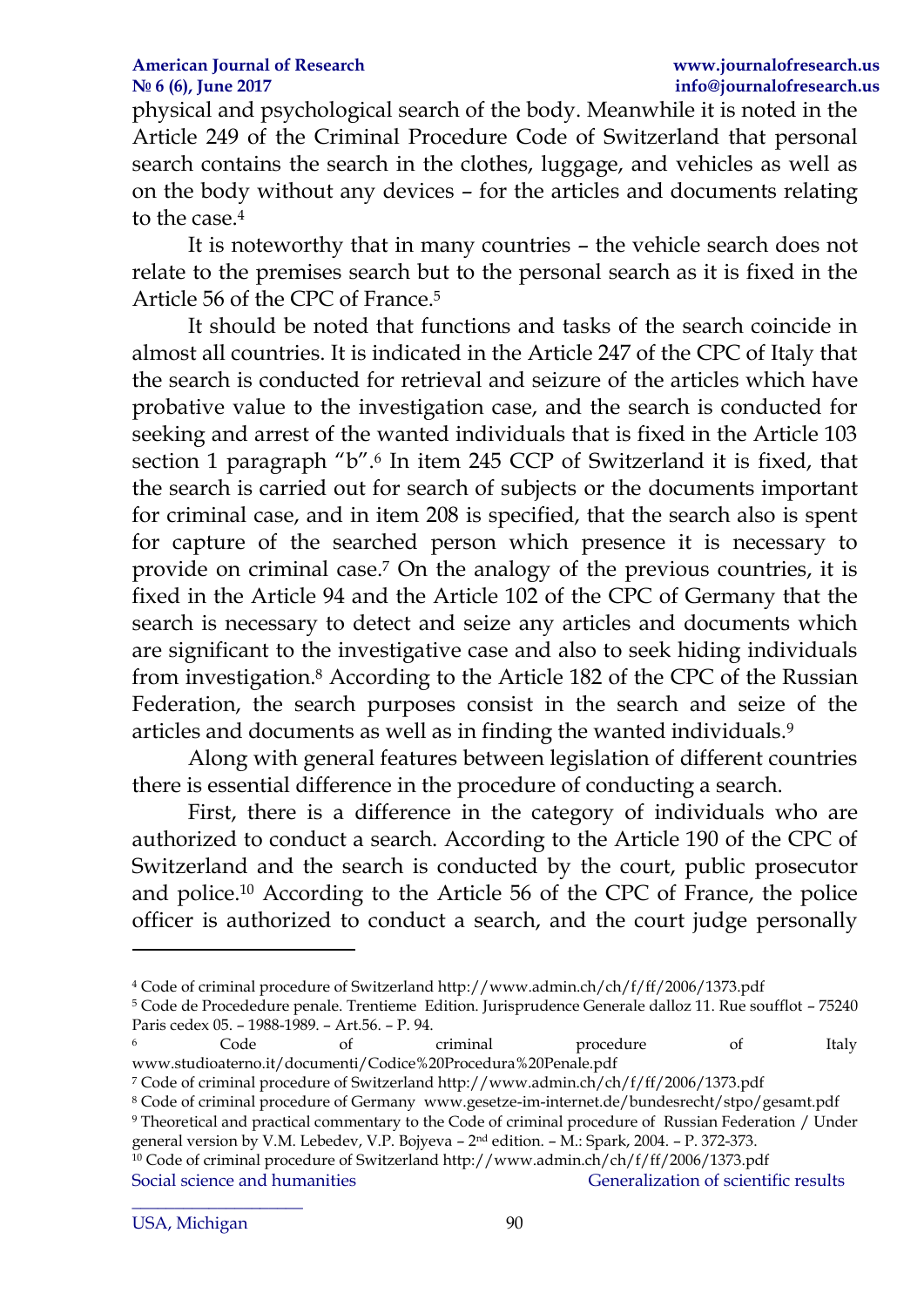physical and psychological search of the body. Meanwhile it is noted in the Article 249 of the Criminal Procedure Code of Switzerland that personal search contains the search in the clothes, luggage, and vehicles as well as on the body without any devices – for the articles and documents relating to the case.[4]

It is noteworthy that in many countries – the vehicle search does not relate to the premises search but to the personal search as it is fixed in the Article 56 of the CPC of France.[5]

It should be noted that functions and tasks of the search coincide in almost all countries. It is indicated in the Article 247 of the CPC of Italy that the search is conducted for retrieval and seizure of the articles which have probative value to the investigation case, and the search is conducted for seeking and arrest of the wanted individuals that is fixed in the Article 103 section 1 paragraph "b".[6] In item 245 CCP of Switzerland it is fixed, that the search is carried out for search of subjects or the documents important for criminal case, and in item 208 is specified, that the search also is spent for capture of the searched person which presence it is necessary to provide on criminal case.[7] On the analogy of the previous countries, it is fixed in the Article 94 and the Article 102 of the CPC of Germany that the search is necessary to detect and seize any articles and documents which are significant to the investigative case and also to seek hiding individuals from investigation.[8] According to the Article 182 of the CPC of the Russian Federation, the search purposes consist in the search and seize of the articles and documents as well as in finding the wanted individuals.[9]

Along with general features between legislation of different countries there is essential difference in the procedure of conducting a search.

First, there is a difference in the category of individuals who are authorized to conduct a search. According to the Article 190 of the CPC of Switzerland and the search is conducted by the court, public prosecutor and police.[10] According to the Article 56 of the CPC of France, the police officer is authorized to conduct a search, and the court judge personally

---

[4] Code of criminal procedure of Switzerland http://www.admin.ch/ch/f/ff/2006/1373.pdf

[5] Code de Procededure penale. Trentieme Edition. Jurisprudence Generale dalloz 11. Rue soufflot – 75240 Paris cedex 05. – 1988-1989. – Art.56. – P. 94.

[6] Code of criminal procedure of Italy www.studioaterno.it/documenti/Codice%20Procedura%20Penale.pdf

[7] Code of criminal procedure of Switzerland http://www.admin.ch/ch/f/ff/2006/1373.pdf

[8] Code of criminal procedure of Germany www.gesetze-im-internet.de/bundesrecht/stpo/gesamt.pdf

[9] Theoretical and practical commentary to the Code of criminal procedure of Russian Federation / Under general version by V.M. Lebedev, V.P. Bojyeva – 2nd edition. – M.: Spark, 2004. – P. 372-373.

[10] Code of criminal procedure of Switzerland http://www.admin.ch/ch/f/ff/2006/1373.pdf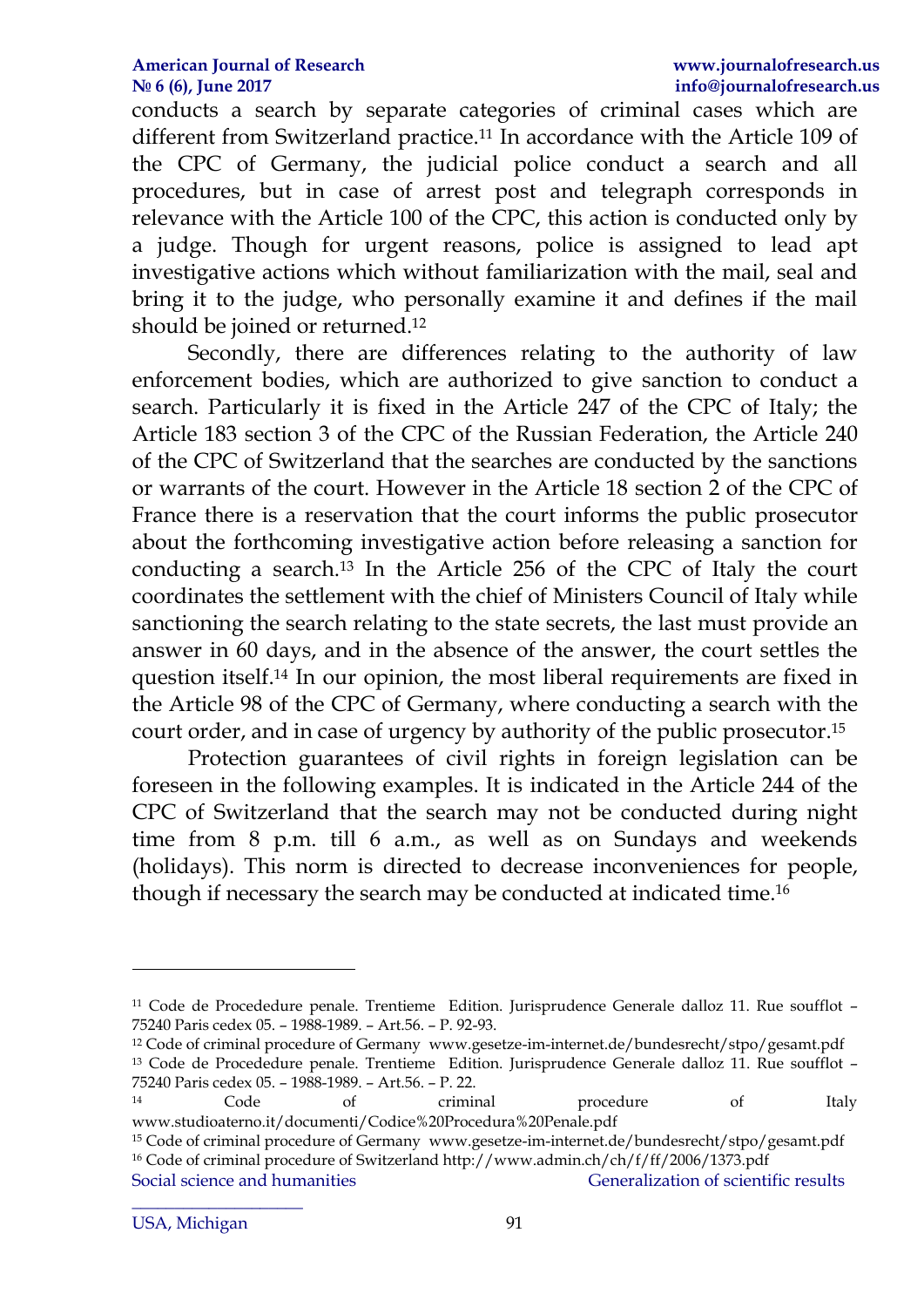conducts a search by separate categories of criminal cases which are different from Switzerland practice.[11] In accordance with the Article 109 of the CPC of Germany, the judicial police conduct a search and all procedures, but in case of arrest post and telegraph corresponds in relevance with the Article 100 of the CPC, this action is conducted only by a judge. Though for urgent reasons, police is assigned to lead apt investigative actions which without familiarization with the mail, seal and bring it to the judge, who personally examine it and defines if the mail should be joined or returned.[12]

Secondly, there are differences relating to the authority of law enforcement bodies, which are authorized to give sanction to conduct a search. Particularly it is fixed in the Article 247 of the CPC of Italy; the Article 183 section 3 of the CPC of the Russian Federation, the Article 240 of the CPC of Switzerland that the searches are conducted by the sanctions or warrants of the court. However in the Article 18 section 2 of the CPC of France there is a reservation that the court informs the public prosecutor about the forthcoming investigative action before releasing a sanction for conducting a search.[13] In the Article 256 of the CPC of Italy the court coordinates the settlement with the chief of Ministers Council of Italy while sanctioning the search relating to the state secrets, the last must provide an answer in 60 days, and in the absence of the answer, the court settles the question itself.[14] In our opinion, the most liberal requirements are fixed in the Article 98 of the CPC of Germany, where conducting a search with the court order, and in case of urgency by authority of the public prosecutor.[15]

Protection guarantees of civil rights in foreign legislation can be foreseen in the following examples. It is indicated in the Article 244 of the CPC of Switzerland that the search may not be conducted during night time from 8 p.m. till 6 a.m., as well as on Sundays and weekends (holidays). This norm is directed to decrease inconveniences for people, though if necessary the search may be conducted at indicated time.[16]

---

[11] Code de Procededure penale. Trentieme Edition. Jurisprudence Generale dalloz 11. Rue soufflot – 75240 Paris cedex 05. – 1988-1989. – Art.56. – P. 92-93.

[12] Code of criminal procedure of Germany www.gesetze-im-internet.de/bundesrecht/stpo/gesamt.pdf

[13] Code de Procededure penale. Trentieme Edition. Jurisprudence Generale dalloz 11. Rue soufflot – 75240 Paris cedex 05. – 1988-1989. – Art.56. – P. 22.

[14] Code of criminal procedure of Italy www.studioaterno.it/documenti/Codice%20Procedura%20Penale.pdf

[15] Code of criminal procedure of Germany www.gesetze-im-internet.de/bundesrecht/stpo/gesamt.pdf

[16] Code of criminal procedure of Switzerland http://www.admin.ch/ch/f/ff/2006/1373.pdf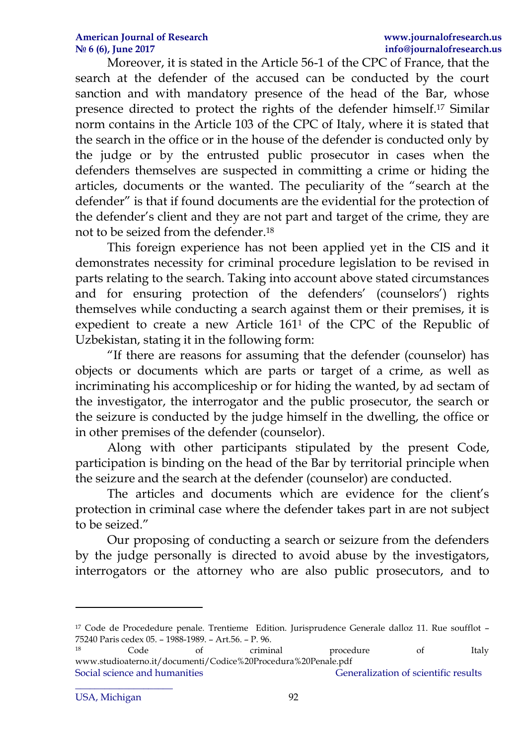Moreover, it is stated in the Article 56-1 of the CPC of France, that the search at the defender of the accused can be conducted by the court sanction and with mandatory presence of the head of the Bar, whose presence directed to protect the rights of the defender himself.[17] Similar norm contains in the Article 103 of the CPC of Italy, where it is stated that the search in the office or in the house of the defender is conducted only by the judge or by the entrusted public prosecutor in cases when the defenders themselves are suspected in committing a crime or hiding the articles, documents or the wanted. The peculiarity of the "search at the defender" is that if found documents are the evidential for the protection of the defender's client and they are not part and target of the crime, they are not to be seized from the defender.[18]

This foreign experience has not been applied yet in the CIS and it demonstrates necessity for criminal procedure legislation to be revised in parts relating to the search. Taking into account above stated circumstances and for ensuring protection of the defenders' (counselors') rights themselves while conducting a search against them or their premises, it is expedient to create a new Article 161[1] of the CPC of the Republic of Uzbekistan, stating it in the following form:

"If there are reasons for assuming that the defender (counselor) has objects or documents which are parts or target of a crime, as well as incriminating his accompliceship or for hiding the wanted, by ad sectam of the investigator, the interrogator and the public prosecutor, the search or the seizure is conducted by the judge himself in the dwelling, the office or in other premises of the defender (counselor).

Along with other participants stipulated by the present Code, participation is binding on the head of the Bar by territorial principle when the seizure and the search at the defender (counselor) are conducted.

The articles and documents which are evidence for the client's protection in criminal case where the defender takes part in are not subject to be seized."

Our proposing of conducting a search or seizure from the defenders by the judge personally is directed to avoid abuse by the investigators, interrogators or the attorney who are also public prosecutors, and to

---

[17] Code de Procededure penale. Trentieme Edition. Jurisprudence Generale dalloz 11. Rue soufflot – 75240 Paris cedex 05. – 1988-1989. – Art.56. – P. 96.

[18] Code of criminal procedure of Italy www.studioaterno.it/documenti/Codice%20Procedura%20Penale.pdf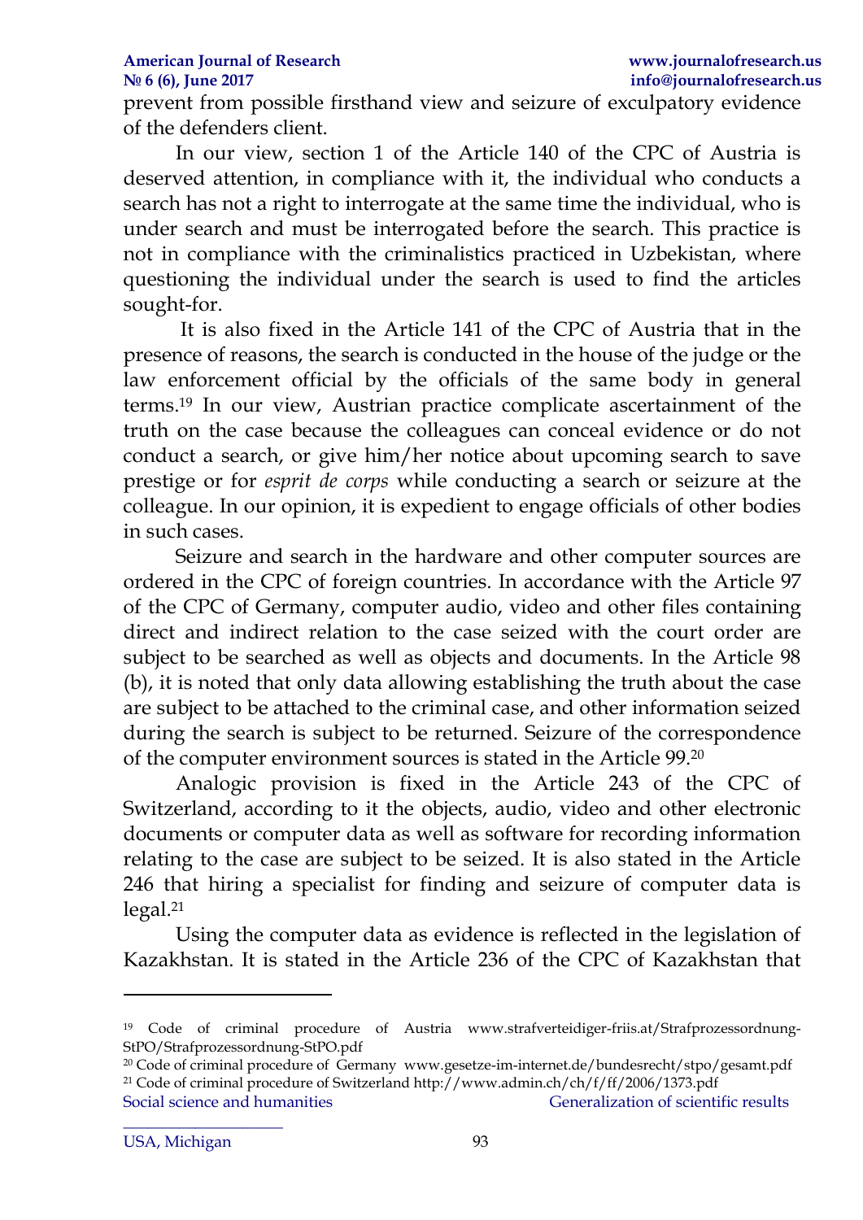prevent from possible firsthand view and seizure of exculpatory evidence of the defenders client.

In our view, section 1 of the Article 140 of the CPC of Austria is deserved attention, in compliance with it, the individual who conducts a search has not a right to interrogate at the same time the individual, who is under search and must be interrogated before the search. This practice is not in compliance with the criminalistics practiced in Uzbekistan, where questioning the individual under the search is used to find the articles sought-for.

It is also fixed in the Article 141 of the CPC of Austria that in the presence of reasons, the search is conducted in the house of the judge or the law enforcement official by the officials of the same body in general terms.[19] In our view, Austrian practice complicate ascertainment of the truth on the case because the colleagues can conceal evidence or do not conduct a search, or give him/her notice about upcoming search to save prestige or for *esprit de corps* while conducting a search or seizure at the colleague. In our opinion, it is expedient to engage officials of other bodies in such cases.

Seizure and search in the hardware and other computer sources are ordered in the CPC of foreign countries. In accordance with the Article 97 of the CPC of Germany, computer audio, video and other files containing direct and indirect relation to the case seized with the court order are subject to be searched as well as objects and documents. In the Article 98 (b), it is noted that only data allowing establishing the truth about the case are subject to be attached to the criminal case, and other information seized during the search is subject to be returned. Seizure of the correspondence of the computer environment sources is stated in the Article 99.[20]

Analogic provision is fixed in the Article 243 of the CPC of Switzerland, according to it the objects, audio, video and other electronic documents or computer data as well as software for recording information relating to the case are subject to be seized. It is also stated in the Article 246 that hiring a specialist for finding and seizure of computer data is legal.[21]

Using the computer data as evidence is reflected in the legislation of Kazakhstan. It is stated in the Article 236 of the CPC of Kazakhstan that

---

[19] Code of criminal procedure of Austria www.strafverteidiger-friis.at/Strafprozessordnung-StPO/Strafprozessordnung-StPO.pdf

[20] Code of criminal procedure of Germany www.gesetze-im-internet.de/bundesrecht/stpo/gesamt.pdf

[21] Code of criminal procedure of Switzerland http://www.admin.ch/ch/f/ff/2006/1373.pdf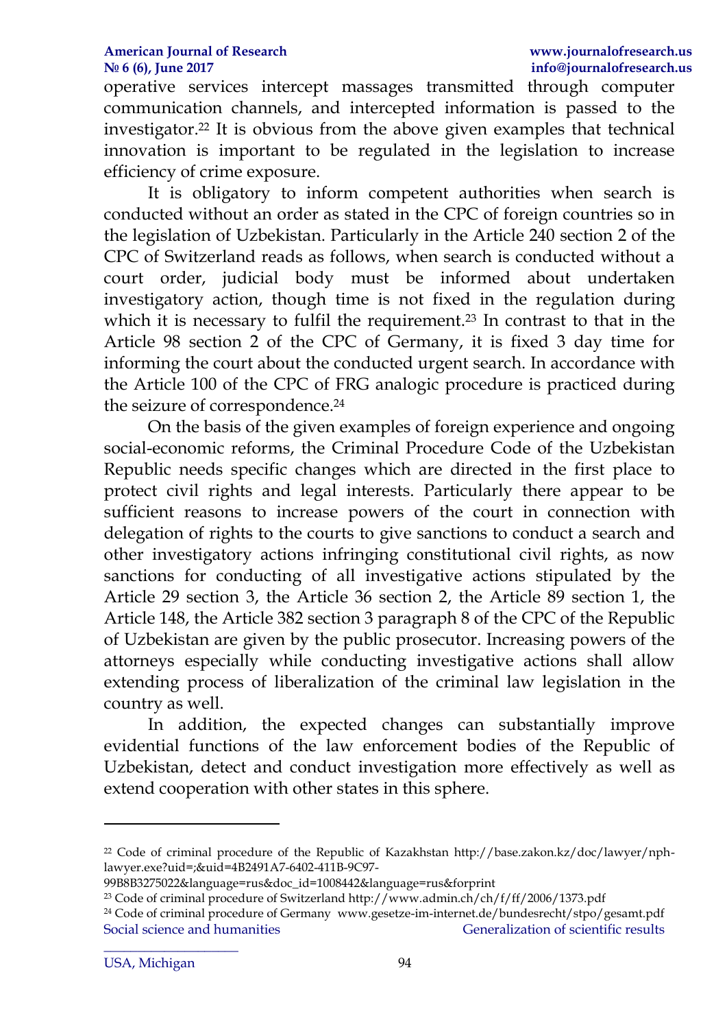operative services intercept massages transmitted through computer communication channels, and intercepted information is passed to the investigator.[22] It is obvious from the above given examples that technical innovation is important to be regulated in the legislation to increase efficiency of crime exposure.

It is obligatory to inform competent authorities when search is conducted without an order as stated in the CPC of foreign countries so in the legislation of Uzbekistan. Particularly in the Article 240 section 2 of the CPC of Switzerland reads as follows, when search is conducted without a court order, judicial body must be informed about undertaken investigatory action, though time is not fixed in the regulation during which it is necessary to fulfil the requirement.[23] In contrast to that in the Article 98 section 2 of the CPC of Germany, it is fixed 3 day time for informing the court about the conducted urgent search. In accordance with the Article 100 of the CPC of FRG analogic procedure is practiced during the seizure of correspondence.[24]

On the basis of the given examples of foreign experience and ongoing social-economic reforms, the Criminal Procedure Code of the Uzbekistan Republic needs specific changes which are directed in the first place to protect civil rights and legal interests. Particularly there appear to be sufficient reasons to increase powers of the court in connection with delegation of rights to the courts to give sanctions to conduct a search and other investigatory actions infringing constitutional civil rights, as now sanctions for conducting of all investigative actions stipulated by the Article 29 section 3, the Article 36 section 2, the Article 89 section 1, the Article 148, the Article 382 section 3 paragraph 8 of the CPC of the Republic of Uzbekistan are given by the public prosecutor. Increasing powers of the attorneys especially while conducting investigative actions shall allow extending process of liberalization of the criminal law legislation in the country as well.

In addition, the expected changes can substantially improve evidential functions of the law enforcement bodies of the Republic of Uzbekistan, detect and conduct investigation more effectively as well as extend cooperation with other states in this sphere.

---

[22] Code of criminal procedure of the Republic of Kazakhstan http://base.zakon.kz/doc/lawyer/nph-lawyer.exe?uid=;&uid=4B2491A7-6402-411B-9C97-99B8B3275022&language=rus&doc_id=1008442&language=rus&forprint

[23] Code of criminal procedure of Switzerland http://www.admin.ch/ch/f/ff/2006/1373.pdf

[24] Code of criminal procedure of Germany www.gesetze-im-internet.de/bundesrecht/stpo/gesamt.pdf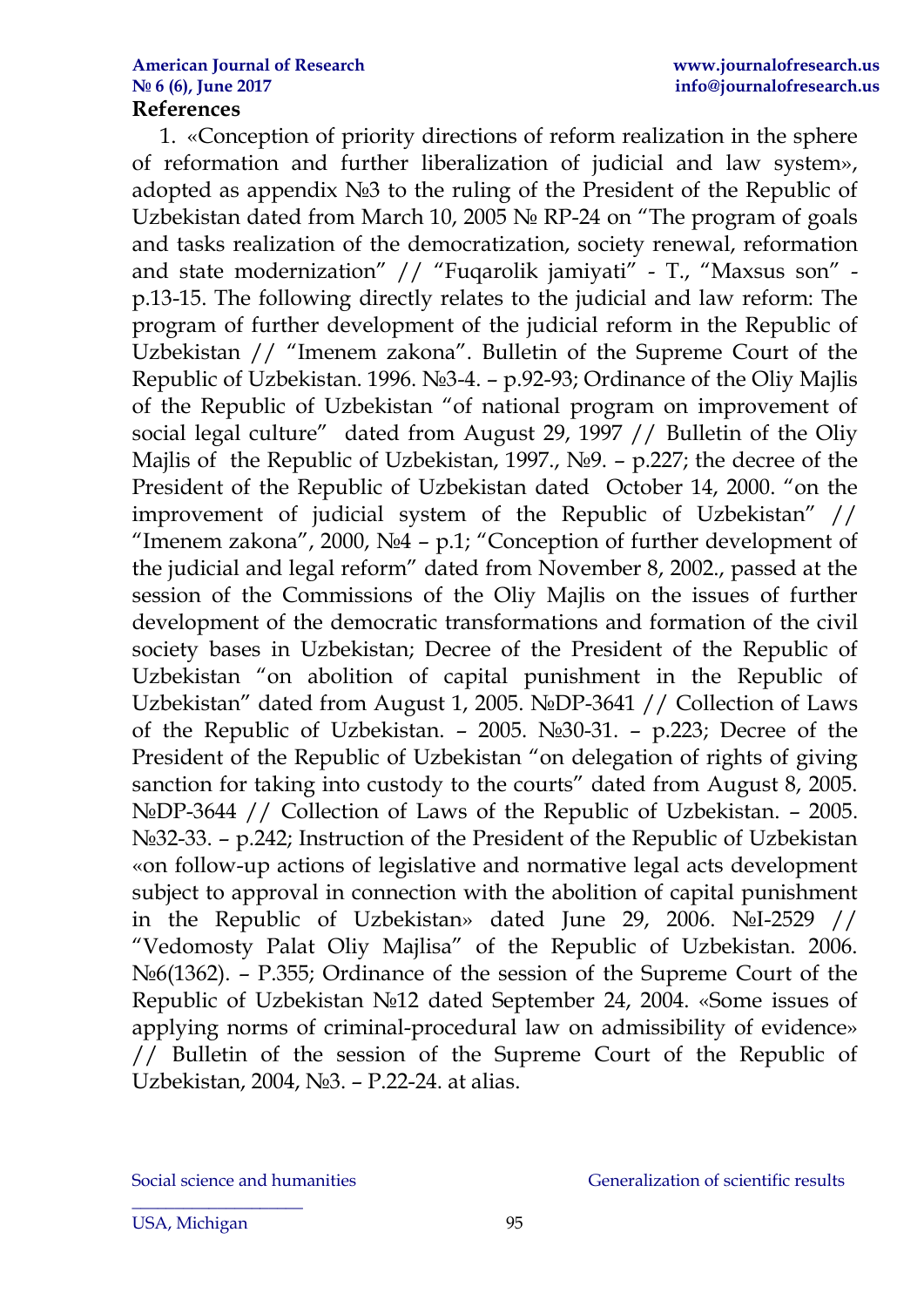## References

1. «Conception of priority directions of reform realization in the sphere of reformation and further liberalization of judicial and law system», adopted as appendix №3 to the ruling of the President of the Republic of Uzbekistan dated from March 10, 2005 № RP-24 on "The program of goals and tasks realization of the democratization, society renewal, reformation and state modernization" // "Fuqarolik jamiyati" - T., "Maxsus son" - p.13-15. The following directly relates to the judicial and law reform: The program of further development of the judicial reform in the Republic of Uzbekistan // "Imenem zakona". Bulletin of the Supreme Court of the Republic of Uzbekistan. 1996. №3-4. – p.92-93; Ordinance of the Oliy Majlis of the Republic of Uzbekistan "of national program on improvement of social legal culture" dated from August 29, 1997 // Bulletin of the Oliy Majlis of the Republic of Uzbekistan, 1997., №9. – p.227; the decree of the President of the Republic of Uzbekistan dated October 14, 2000. "on the improvement of judicial system of the Republic of Uzbekistan" // "Imenem zakona", 2000, №4 – p.1; "Conception of further development of the judicial and legal reform" dated from November 8, 2002., passed at the session of the Commissions of the Oliy Majlis on the issues of further development of the democratic transformations and formation of the civil society bases in Uzbekistan; Decree of the President of the Republic of Uzbekistan "on abolition of capital punishment in the Republic of Uzbekistan" dated from August 1, 2005. №DP-3641 // Collection of Laws of the Republic of Uzbekistan. – 2005. №30-31. – p.223; Decree of the President of the Republic of Uzbekistan "on delegation of rights of giving sanction for taking into custody to the courts" dated from August 8, 2005. №DP-3644 // Collection of Laws of the Republic of Uzbekistan. – 2005. №32-33. – p.242; Instruction of the President of the Republic of Uzbekistan «on follow-up actions of legislative and normative legal acts development subject to approval in connection with the abolition of capital punishment in the Republic of Uzbekistan» dated June 29, 2006. №I-2529 // "Vedomosty Palat Oliy Majlisa" of the Republic of Uzbekistan. 2006. №6(1362). – P.355; Ordinance of the session of the Supreme Court of the Republic of Uzbekistan №12 dated September 24, 2004. «Some issues of applying norms of criminal-procedural law on admissibility of evidence» // Bulletin of the session of the Supreme Court of the Republic of Uzbekistan, 2004, №3. – P.22-24. at alias.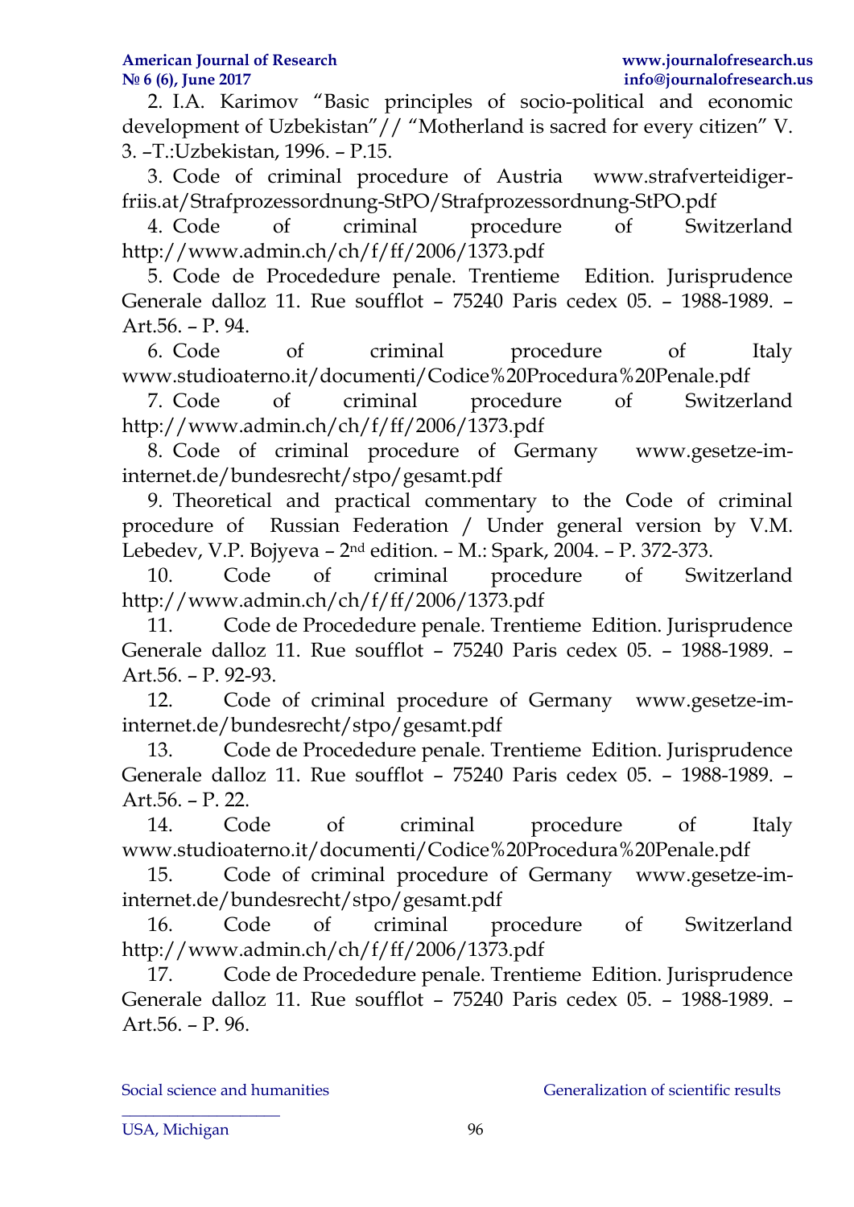2. I.A. Karimov "Basic principles of socio-political and economic development of Uzbekistan"// "Motherland is sacred for every citizen" V. 3. –T.:Uzbekistan, 1996. – P.15.

3. Code of criminal procedure of Austria www.strafverteidiger-friis.at/Strafprozessordnung-StPO/Strafprozessordnung-StPO.pdf

4. Code of criminal procedure of Switzerland http://www.admin.ch/ch/f/ff/2006/1373.pdf

5. Code de Procededure penale. Trentieme Edition. Jurisprudence Generale dalloz 11. Rue soufflot – 75240 Paris cedex 05. – 1988-1989. – Art.56. – P. 94.

6. Code of criminal procedure of Italy www.studioaterno.it/documenti/Codice%20Procedura%20Penale.pdf

7. Code of criminal procedure of Switzerland http://www.admin.ch/ch/f/ff/2006/1373.pdf

8. Code of criminal procedure of Germany www.gesetze-im-internet.de/bundesrecht/stpo/gesamt.pdf

9. Theoretical and practical commentary to the Code of criminal procedure of Russian Federation / Under general version by V.M. Lebedev, V.P. Bojyeva – 2nd edition. – M.: Spark, 2004. – P. 372-373.

10. Code of criminal procedure of Switzerland http://www.admin.ch/ch/f/ff/2006/1373.pdf

11. Code de Procededure penale. Trentieme Edition. Jurisprudence Generale dalloz 11. Rue soufflot – 75240 Paris cedex 05. – 1988-1989. – Art.56. – P. 92-93.

12. Code of criminal procedure of Germany www.gesetze-im-internet.de/bundesrecht/stpo/gesamt.pdf

13. Code de Procededure penale. Trentieme Edition. Jurisprudence Generale dalloz 11. Rue soufflot – 75240 Paris cedex 05. – 1988-1989. – Art.56. – P. 22.

14. Code of criminal procedure of Italy www.studioaterno.it/documenti/Codice%20Procedura%20Penale.pdf

15. Code of criminal procedure of Germany www.gesetze-im-internet.de/bundesrecht/stpo/gesamt.pdf

16. Code of criminal procedure of Switzerland http://www.admin.ch/ch/f/ff/2006/1373.pdf

17. Code de Procededure penale. Trentieme Edition. Jurisprudence Generale dalloz 11. Rue soufflot – 75240 Paris cedex 05. – 1988-1989. – Art.56. – P. 96.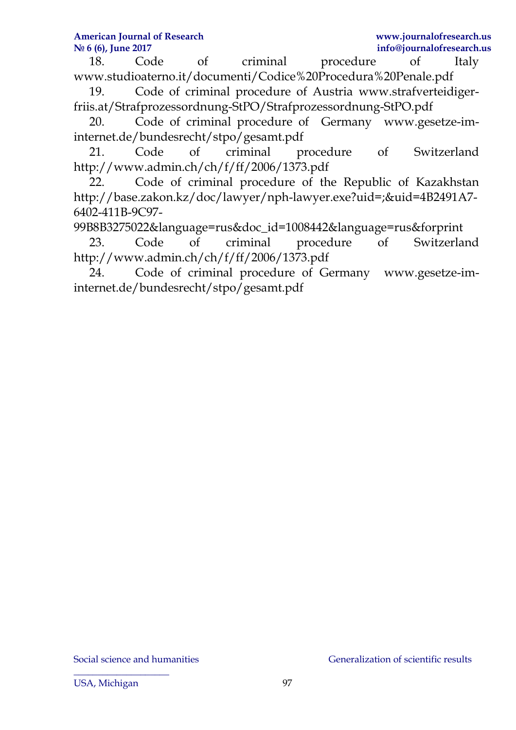18. Code of criminal procedure of Italy www.studioaterno.it/documenti/Codice%20Procedura%20Penale.pdf

19. Code of criminal procedure of Austria www.strafverteidiger-friis.at/Strafprozessordnung-StPO/Strafprozessordnung-StPO.pdf

20. Code of criminal procedure of Germany www.gesetze-im-internet.de/bundesrecht/stpo/gesamt.pdf

21. Code of criminal procedure of Switzerland http://www.admin.ch/ch/f/ff/2006/1373.pdf

22. Code of criminal procedure of the Republic of Kazakhstan http://base.zakon.kz/doc/lawyer/nph-lawyer.exe?uid=;&uid=4B2491A7-6402-411B-9C97-99B8B3275022&language=rus&doc_id=1008442&language=rus&forprint

23. Code of criminal procedure of Switzerland http://www.admin.ch/ch/f/ff/2006/1373.pdf

24. Code of criminal procedure of Germany www.gesetze-im-internet.de/bundesrecht/stpo/gesamt.pdf